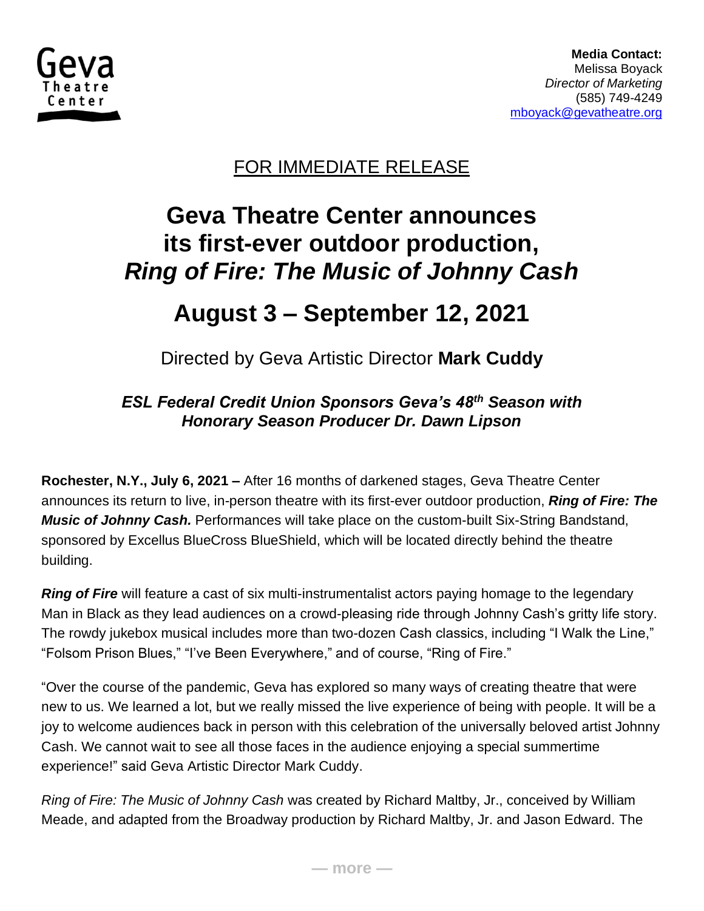Geva Theatre Center

**Media Contact:**
Melissa Boyack
*Director of Marketing*
(585) 749-4249
mboyack@gevatheatre.org

FOR IMMEDIATE RELEASE

# Geva Theatre Center announces its first-ever outdoor production, *Ring of Fire: The Music of Johnny Cash*

# August 3 – September 12, 2021

Directed by Geva Artistic Director **Mark Cuddy**

***ESL Federal Credit Union Sponsors Geva's 48th Season with Honorary Season Producer Dr. Dawn Lipson***

**Rochester, N.Y., July 6, 2021 –** After 16 months of darkened stages, Geva Theatre Center announces its return to live, in-person theatre with its first-ever outdoor production, ***Ring of Fire: The Music of Johnny Cash.*** Performances will take place on the custom-built Six-String Bandstand, sponsored by Excellus BlueCross BlueShield, which will be located directly behind the theatre building.

***Ring of Fire*** will feature a cast of six multi-instrumentalist actors paying homage to the legendary Man in Black as they lead audiences on a crowd-pleasing ride through Johnny Cash's gritty life story. The rowdy jukebox musical includes more than two-dozen Cash classics, including "I Walk the Line," "Folsom Prison Blues," "I've Been Everywhere," and of course, "Ring of Fire."

"Over the course of the pandemic, Geva has explored so many ways of creating theatre that were new to us. We learned a lot, but we really missed the live experience of being with people. It will be a joy to welcome audiences back in person with this celebration of the universally beloved artist Johnny Cash. We cannot wait to see all those faces in the audience enjoying a special summertime experience!" said Geva Artistic Director Mark Cuddy.

*Ring of Fire: The Music of Johnny Cash* was created by Richard Maltby, Jr., conceived by William Meade, and adapted from the Broadway production by Richard Maltby, Jr. and Jason Edward. The

— more —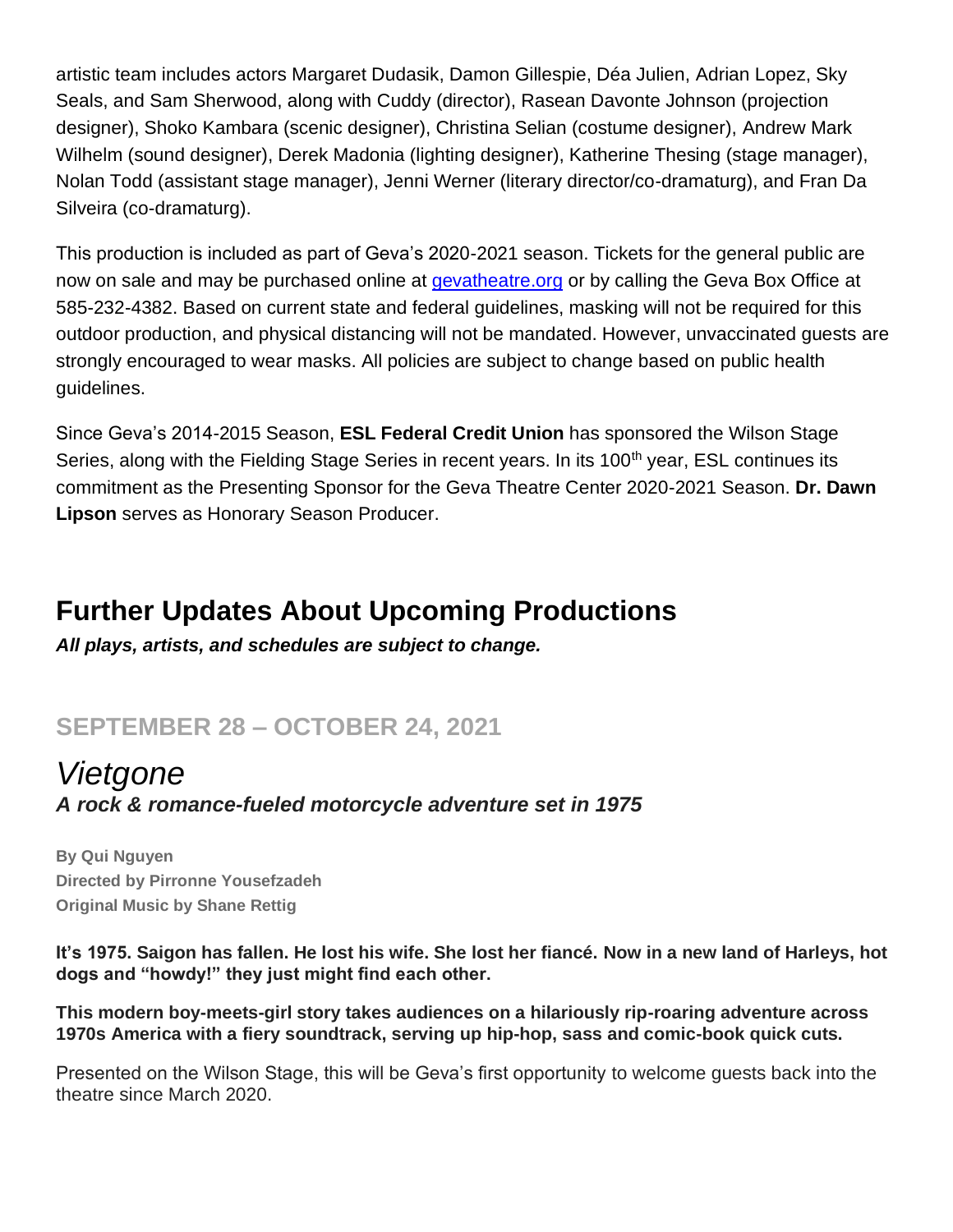artistic team includes actors Margaret Dudasik, Damon Gillespie, Déa Julien, Adrian Lopez, Sky Seals, and Sam Sherwood, along with Cuddy (director), Rasean Davonte Johnson (projection designer), Shoko Kambara (scenic designer), Christina Selian (costume designer), Andrew Mark Wilhelm (sound designer), Derek Madonia (lighting designer), Katherine Thesing (stage manager), Nolan Todd (assistant stage manager), Jenni Werner (literary director/co-dramaturg), and Fran Da Silveira (co-dramaturg).

This production is included as part of Geva's 2020-2021 season. Tickets for the general public are now on sale and may be purchased online at [gevatheatre.org](gevatheatre.org) or by calling the Geva Box Office at 585-232-4382. Based on current state and federal guidelines, masking will not be required for this outdoor production, and physical distancing will not be mandated. However, unvaccinated guests are strongly encouraged to wear masks. All policies are subject to change based on public health guidelines.

Since Geva's 2014-2015 Season, **ESL Federal Credit Union** has sponsored the Wilson Stage Series, along with the Fielding Stage Series in recent years. In its 100th year, ESL continues its commitment as the Presenting Sponsor for the Geva Theatre Center 2020-2021 Season. **Dr. Dawn Lipson** serves as Honorary Season Producer.

## Further Updates About Upcoming Productions

***All plays, artists, and schedules are subject to change.***

### SEPTEMBER 28 – OCTOBER 24, 2021

## *Vietgone*

***A rock & romance-fueled motorcycle adventure set in 1975***

**By Qui Nguyen**
**Directed by Pirronne Yousefzadeh**
**Original Music by Shane Rettig**

**It's 1975. Saigon has fallen. He lost his wife. She lost her fiancé. Now in a new land of Harleys, hot dogs and "howdy!" they just might find each other.**

**This modern boy-meets-girl story takes audiences on a hilariously rip-roaring adventure across 1970s America with a fiery soundtrack, serving up hip-hop, sass and comic-book quick cuts.**

Presented on the Wilson Stage, this will be Geva's first opportunity to welcome guests back into the theatre since March 2020.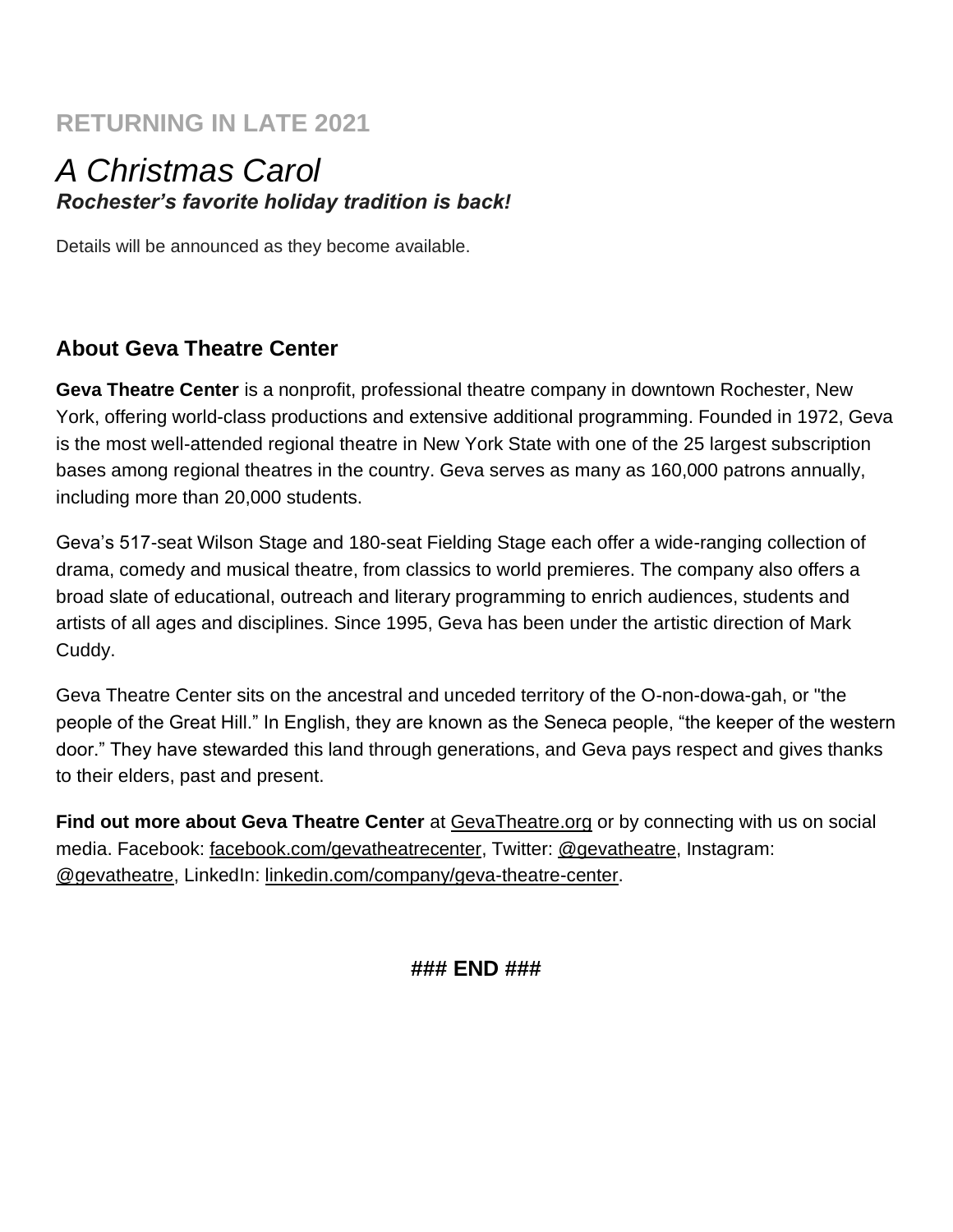## RETURNING IN LATE 2021

# *A Christmas Carol*

***Rochester's favorite holiday tradition is back!***

Details will be announced as they become available.

## About Geva Theatre Center

**Geva Theatre Center** is a nonprofit, professional theatre company in downtown Rochester, New York, offering world-class productions and extensive additional programming. Founded in 1972, Geva is the most well-attended regional theatre in New York State with one of the 25 largest subscription bases among regional theatres in the country. Geva serves as many as 160,000 patrons annually, including more than 20,000 students.

Geva's 517-seat Wilson Stage and 180-seat Fielding Stage each offer a wide-ranging collection of drama, comedy and musical theatre, from classics to world premieres. The company also offers a broad slate of educational, outreach and literary programming to enrich audiences, students and artists of all ages and disciplines. Since 1995, Geva has been under the artistic direction of Mark Cuddy.

Geva Theatre Center sits on the ancestral and unceded territory of the O-non-dowa-gah, or "the people of the Great Hill." In English, they are known as the Seneca people, "the keeper of the western door." They have stewarded this land through generations, and Geva pays respect and gives thanks to their elders, past and present.

**Find out more about Geva Theatre Center** at GevaTheatre.org or by connecting with us on social media. Facebook: facebook.com/gevatheatrecenter, Twitter: @gevatheatre, Instagram: @gevatheatre, LinkedIn: linkedin.com/company/geva-theatre-center.

**### END ###**